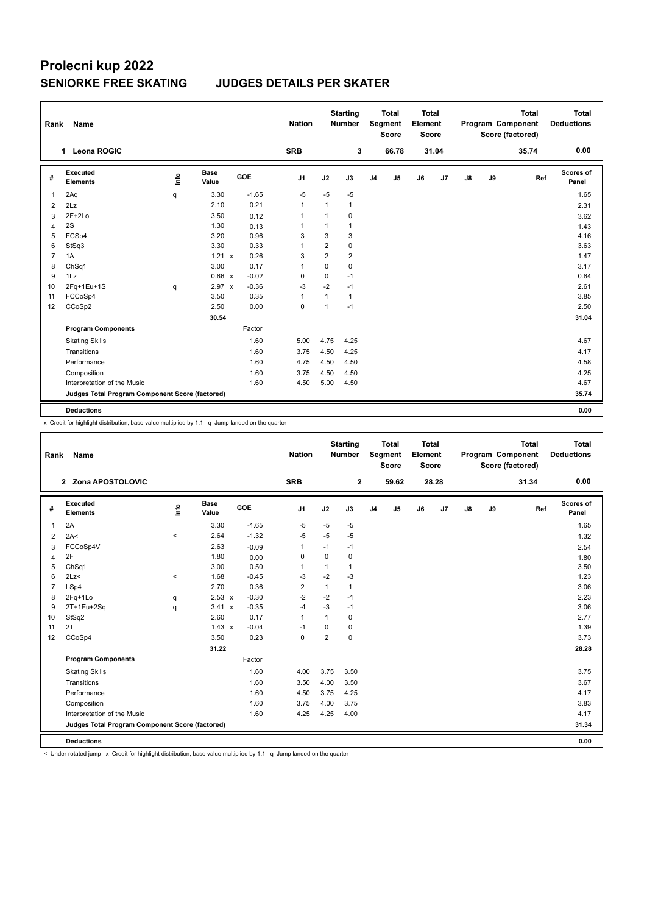# Prolecni kup 2022

## SENIORKE FREE SKATING JUDGES DETAILS PER SKATER

| Rank | Name | Nation | Starting Number | Total Segment Score | Total Element Score | Total Program Component Score (factored) | Total Deductions |
|---|---|---|---|---|---|---|---|
| 1 | Leona ROGIC | SRB | 3 | 66.78 | 31.04 | 35.74 | 0.00 |

| # | Executed Elements | Info | Base Value | | GOE | J1 | J2 | J3 | J4 | J5 | J6 | J7 | J8 | J9 | Ref | Scores of Panel |
|---|---|---|---|---|---|---|---|---|---|---|---|---|---|---|---|---|
| 1 | 2Aq | q | 3.30 | | -1.65 | -5 | -5 | -5 | | | | | | | | 1.65 |
| 2 | 2Lz | | 2.10 | | 0.21 | 1 | 1 | 1 | | | | | | | | 2.31 |
| 3 | 2F+2Lo | | 3.50 | | 0.12 | 1 | 1 | 0 | | | | | | | | 3.62 |
| 4 | 2S | | 1.30 | | 0.13 | 1 | 1 | 1 | | | | | | | | 1.43 |
| 5 | FCSp4 | | 3.20 | | 0.96 | 3 | 3 | 3 | | | | | | | | 4.16 |
| 6 | StSq3 | | 3.30 | | 0.33 | 1 | 2 | 0 | | | | | | | | 3.63 |
| 7 | 1A | | 1.21 | x | 0.26 | 3 | 2 | 2 | | | | | | | | 1.47 |
| 8 | ChSq1 | | 3.00 | | 0.17 | 1 | 0 | 0 | | | | | | | | 3.17 |
| 9 | 1Lz | | 0.66 | x | -0.02 | 0 | 0 | -1 | | | | | | | | 0.64 |
| 10 | 2Fq+1Eu+1S | q | 2.97 | x | -0.36 | -3 | -2 | -1 | | | | | | | | 2.61 |
| 11 | FCCoSp4 | | 3.50 | | 0.35 | 1 | 1 | 1 | | | | | | | | 3.85 |
| 12 | CCoSp2 | | 2.50 | | 0.00 | 0 | 1 | -1 | | | | | | | | 2.50 |
| | | | 30.54 | | | | | | | | | | | | | 31.04 |
| | **Program Components** | | | | Factor | | | | | | | | | | | |
| | Skating Skills | | | | 1.60 | 5.00 | 4.75 | 4.25 | | | | | | | | 4.67 |
| | Transitions | | | | 1.60 | 3.75 | 4.50 | 4.25 | | | | | | | | 4.17 |
| | Performance | | | | 1.60 | 4.75 | 4.50 | 4.50 | | | | | | | | 4.58 |
| | Composition | | | | 1.60 | 3.75 | 4.50 | 4.50 | | | | | | | | 4.25 |
| | Interpretation of the Music | | | | 1.60 | 4.50 | 5.00 | 4.50 | | | | | | | | 4.67 |
| | **Judges Total Program Component Score (factored)** | | | | | | | | | | | | | | | 35.74 |
| | **Deductions** | | | | | | | | | | | | | | | 0.00 |

x Credit for highlight distribution, base value multiplied by 1.1 q Jump landed on the quarter

| Rank | Name | Nation | Starting Number | Total Segment Score | Total Element Score | Total Program Component Score (factored) | Total Deductions |
|---|---|---|---|---|---|---|---|
| 2 | Zona APOSTOLOVIC | SRB | 2 | 59.62 | 28.28 | 31.34 | 0.00 |

| # | Executed Elements | Info | Base Value | | GOE | J1 | J2 | J3 | J4 | J5 | J6 | J7 | J8 | J9 | Ref | Scores of Panel |
|---|---|---|---|---|---|---|---|---|---|---|---|---|---|---|---|---|
| 1 | 2A | | 3.30 | | -1.65 | -5 | -5 | -5 | | | | | | | | 1.65 |
| 2 | 2A< | < | 2.64 | | -1.32 | -5 | -5 | -5 | | | | | | | | 1.32 |
| 3 | FCCoSp4V | | 2.63 | | -0.09 | 1 | -1 | -1 | | | | | | | | 2.54 |
| 4 | 2F | | 1.80 | | 0.00 | 0 | 0 | 0 | | | | | | | | 1.80 |
| 5 | ChSq1 | | 3.00 | | 0.50 | 1 | 1 | 1 | | | | | | | | 3.50 |
| 6 | 2Lz< | < | 1.68 | | -0.45 | -3 | -2 | -3 | | | | | | | | 1.23 |
| 7 | LSp4 | | 2.70 | | 0.36 | 2 | 1 | 1 | | | | | | | | 3.06 |
| 8 | 2Fq+1Lo | q | 2.53 | x | -0.30 | -2 | -2 | -1 | | | | | | | | 2.23 |
| 9 | 2T+1Eu+2Sq | q | 3.41 | x | -0.35 | -4 | -3 | -1 | | | | | | | | 3.06 |
| 10 | StSq2 | | 2.60 | | 0.17 | 1 | 1 | 0 | | | | | | | | 2.77 |
| 11 | 2T | | 1.43 | x | -0.04 | -1 | 0 | 0 | | | | | | | | 1.39 |
| 12 | CCoSp4 | | 3.50 | | 0.23 | 0 | 2 | 0 | | | | | | | | 3.73 |
| | | | 31.22 | | | | | | | | | | | | | 28.28 |
| | **Program Components** | | | | Factor | | | | | | | | | | | |
| | Skating Skills | | | | 1.60 | 4.00 | 3.75 | 3.50 | | | | | | | | 3.75 |
| | Transitions | | | | 1.60 | 3.50 | 4.00 | 3.50 | | | | | | | | 3.67 |
| | Performance | | | | 1.60 | 4.50 | 3.75 | 4.25 | | | | | | | | 4.17 |
| | Composition | | | | 1.60 | 3.75 | 4.00 | 3.75 | | | | | | | | 3.83 |
| | Interpretation of the Music | | | | 1.60 | 4.25 | 4.25 | 4.00 | | | | | | | | 4.17 |
| | **Judges Total Program Component Score (factored)** | | | | | | | | | | | | | | | 31.34 |
| | **Deductions** | | | | | | | | | | | | | | | 0.00 |

< Under-rotated jump x Credit for highlight distribution, base value multiplied by 1.1 q Jump landed on the quarter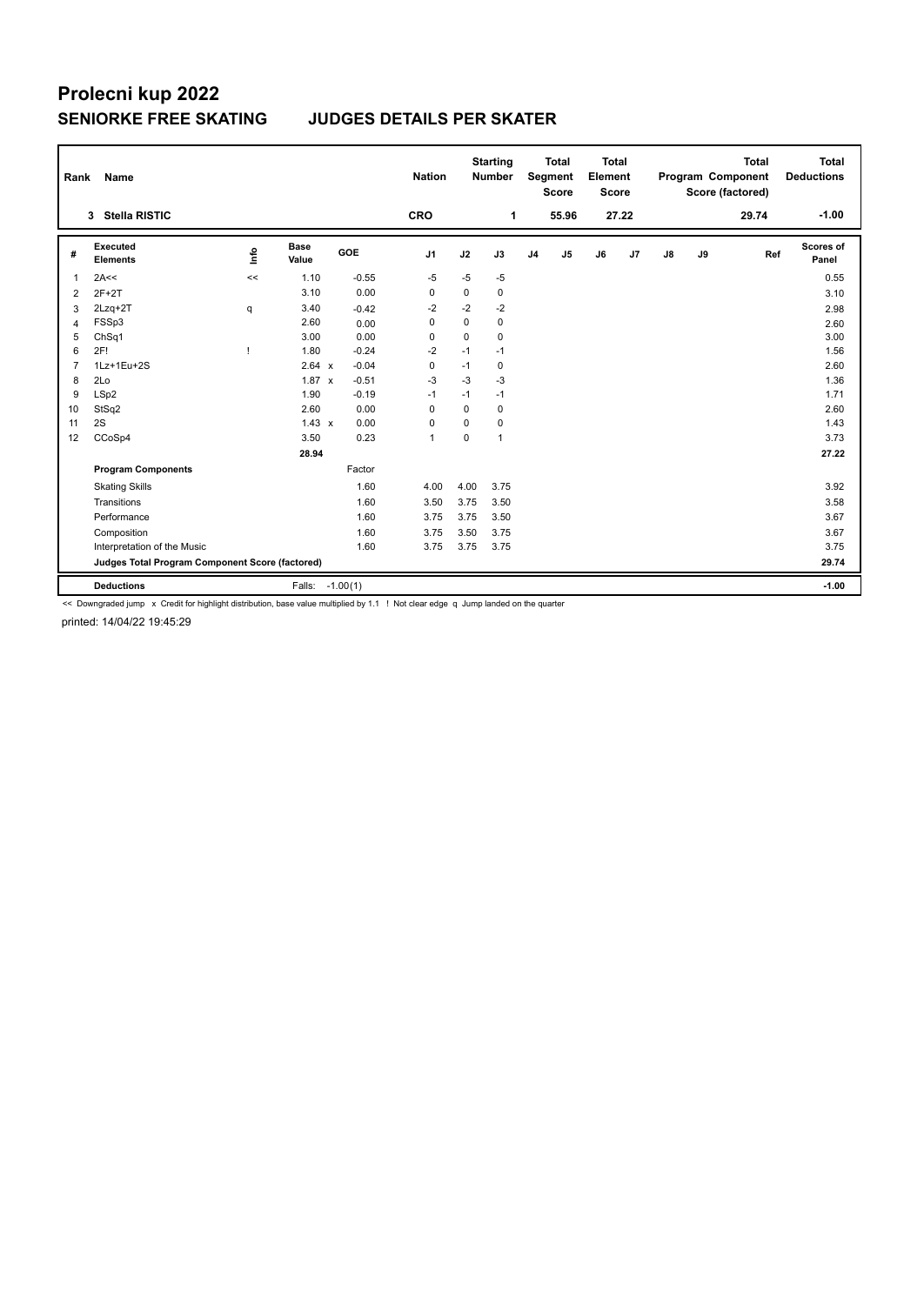# Prolecni kup 2022

## SENIORKE FREE SKATING JUDGES DETAILS PER SKATER

| Rank | Name | Nation | Starting Number | Total Segment Score | Total Element Score | Total Program Component Score (factored) | Total Deductions |
|---|---|---|---|---|---|---|---|
| 3 | Stella RISTIC | CRO | 1 | 55.96 | 27.22 | 29.74 | -1.00 |

| # | Executed Elements | Info | Base Value | | GOE | J1 | J2 | J3 | J4 | J5 | J6 | J7 | J8 | J9 | Ref | Scores of Panel |
|---|---|---|---|---|---|---|---|---|---|---|---|---|---|---|---|---|
| 1 | 2A<< | << | 1.10 | | -0.55 | -5 | -5 | -5 | | | | | | | | 0.55 |
| 2 | 2F+2T | | 3.10 | | 0.00 | 0 | 0 | 0 | | | | | | | | 3.10 |
| 3 | 2Lzq+2T | q | 3.40 | | -0.42 | -2 | -2 | -2 | | | | | | | | 2.98 |
| 4 | FSSp3 | | 2.60 | | 0.00 | 0 | 0 | 0 | | | | | | | | 2.60 |
| 5 | ChSq1 | | 3.00 | | 0.00 | 0 | 0 | 0 | | | | | | | | 3.00 |
| 6 | 2F! | ! | 1.80 | | -0.24 | -2 | -1 | -1 | | | | | | | | 1.56 |
| 7 | 1Lz+1Eu+2S | | 2.64 | x | -0.04 | 0 | -1 | 0 | | | | | | | | 2.60 |
| 8 | 2Lo | | 1.87 | x | -0.51 | -3 | -3 | -3 | | | | | | | | 1.36 |
| 9 | LSp2 | | 1.90 | | -0.19 | -1 | -1 | -1 | | | | | | | | 1.71 |
| 10 | StSq2 | | 2.60 | | 0.00 | 0 | 0 | 0 | | | | | | | | 2.60 |
| 11 | 2S | | 1.43 | x | 0.00 | 0 | 0 | 0 | | | | | | | | 1.43 |
| 12 | CCoSp4 | | 3.50 | | 0.23 | 1 | 0 | 1 | | | | | | | | 3.73 |
| | | | 28.94 | | | | | | | | | | | | | 27.22 |
| | **Program Components** | | | | Factor | | | | | | | | | | | |
| | Skating Skills | | | | 1.60 | 4.00 | 4.00 | 3.75 | | | | | | | | 3.92 |
| | Transitions | | | | 1.60 | 3.50 | 3.75 | 3.50 | | | | | | | | 3.58 |
| | Performance | | | | 1.60 | 3.75 | 3.75 | 3.50 | | | | | | | | 3.67 |
| | Composition | | | | 1.60 | 3.75 | 3.50 | 3.75 | | | | | | | | 3.67 |
| | Interpretation of the Music | | | | 1.60 | 3.75 | 3.75 | 3.75 | | | | | | | | 3.75 |
| | **Judges Total Program Component Score (factored)** | | | | | | | | | | | | | | | 29.74 |
| | **Deductions** | | Falls: | | -1.00(1) | | | | | | | | | | | -1.00 |

<< Downgraded jump x Credit for highlight distribution, base value multiplied by 1.1 ! Not clear edge q Jump landed on the quarter

printed: 14/04/22 19:45:29